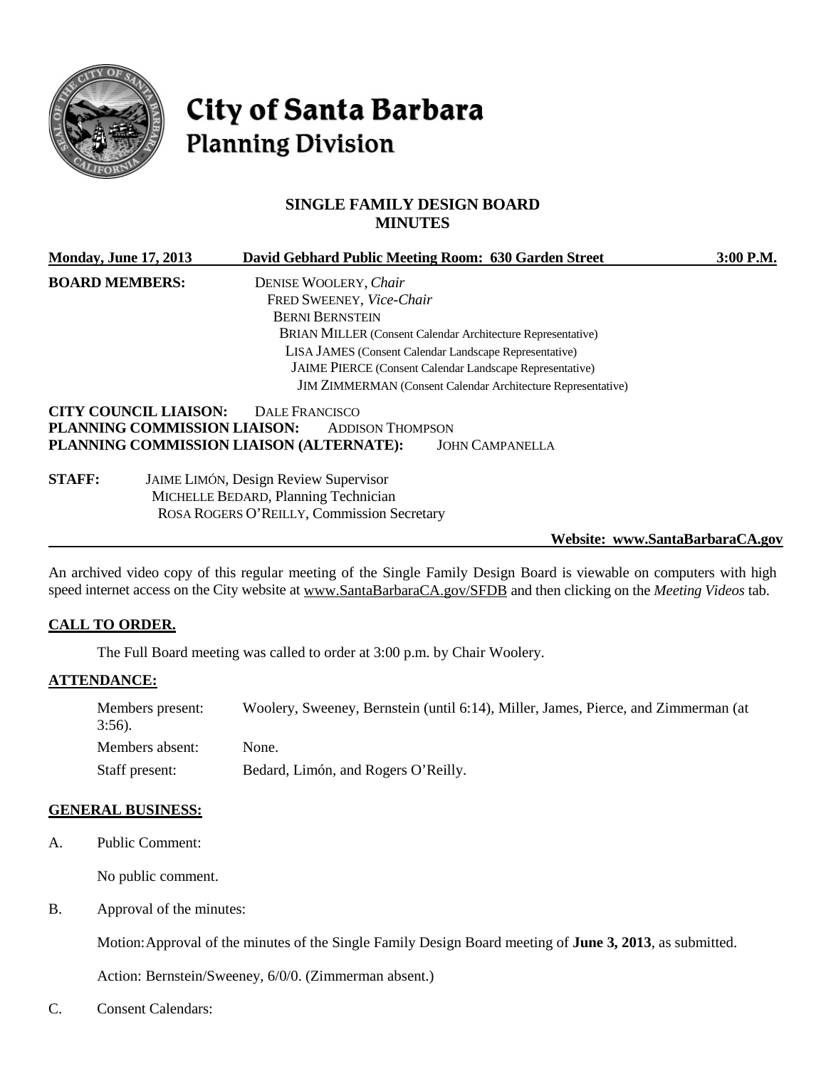# City of Santa Barbara
## Planning Division

### SINGLE FAMILY DESIGN BOARD MINUTES

**Monday, June 17, 2013** — **David Gebhard Public Meeting Room: 630 Garden Street** — **3:00 P.M.**

**BOARD MEMBERS:**
DENISE WOOLERY, *Chair*
FRED SWEENEY, *Vice-Chair*
BERNI BERNSTEIN
BRIAN MILLER (Consent Calendar Architecture Representative)
LISA JAMES (Consent Calendar Landscape Representative)
JAIME PIERCE (Consent Calendar Landscape Representative)
JIM ZIMMERMAN (Consent Calendar Architecture Representative)

**CITY COUNCIL LIAISON:** DALE FRANCISCO
**PLANNING COMMISSION LIAISON:** ADDISON THOMPSON
**PLANNING COMMISSION LIAISON (ALTERNATE):** JOHN CAMPANELLA

**STAFF:**
JAIME LIMÓN, Design Review Supervisor
MICHELLE BEDARD, Planning Technician
ROSA ROGERS O'REILLY, Commission Secretary

**Website: www.SantaBarbaraCA.gov**

An archived video copy of this regular meeting of the Single Family Design Board is viewable on computers with high speed internet access on the City website at www.SantaBarbaraCA.gov/SFDB and then clicking on the *Meeting Videos* tab.

## CALL TO ORDER.

The Full Board meeting was called to order at 3:00 p.m. by Chair Woolery.

## ATTENDANCE:

| | |
|---|---|
| Members present: | Woolery, Sweeney, Bernstein (until 6:14), Miller, James, Pierce, and Zimmerman (at 3:56). |
| Members absent: | None. |
| Staff present: | Bedard, Limón, and Rogers O'Reilly. |

## GENERAL BUSINESS:

A. Public Comment:

No public comment.

B. Approval of the minutes:

Motion: Approval of the minutes of the Single Family Design Board meeting of **June 3, 2013**, as submitted.

Action: Bernstein/Sweeney, 6/0/0. (Zimmerman absent.)

C. Consent Calendars: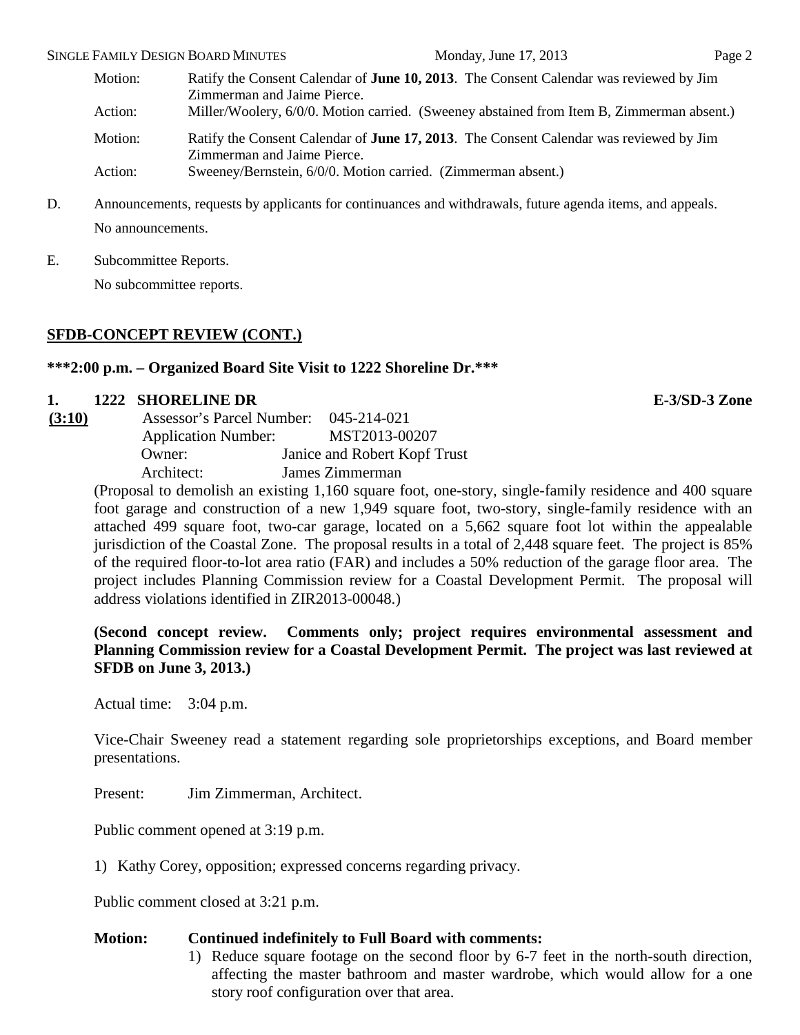| | |
|---|---|
| Motion: | Ratify the Consent Calendar of **June 10, 2013**. The Consent Calendar was reviewed by Jim Zimmerman and Jaime Pierce. |
| Action: | Miller/Woolery, 6/0/0. Motion carried. (Sweeney abstained from Item B, Zimmerman absent.) |
| Motion: | Ratify the Consent Calendar of **June 17, 2013**. The Consent Calendar was reviewed by Jim Zimmerman and Jaime Pierce. |
| Action: | Sweeney/Bernstein, 6/0/0. Motion carried. (Zimmerman absent.) |

D. Announcements, requests by applicants for continuances and withdrawals, future agenda items, and appeals.

No announcements.

E. Subcommittee Reports.

No subcommittee reports.

## SFDB-CONCEPT REVIEW (CONT.)

**\*\*\*2:00 p.m. – Organized Board Site Visit to 1222 Shoreline Dr.\*\*\***

### 1. 1222 SHORELINE DR — E-3/SD-3 Zone

**(3:10)**

Assessor's Parcel Number: 045-214-021
Application Number: MST2013-00207
Owner: Janice and Robert Kopf Trust
Architect: James Zimmerman

(Proposal to demolish an existing 1,160 square foot, one-story, single-family residence and 400 square foot garage and construction of a new 1,949 square foot, two-story, single-family residence with an attached 499 square foot, two-car garage, located on a 5,662 square foot lot within the appealable jurisdiction of the Coastal Zone. The proposal results in a total of 2,448 square feet. The project is 85% of the required floor-to-lot area ratio (FAR) and includes a 50% reduction of the garage floor area. The project includes Planning Commission review for a Coastal Development Permit. The proposal will address violations identified in ZIR2013-00048.)

**(Second concept review. Comments only; project requires environmental assessment and Planning Commission review for a Coastal Development Permit. The project was last reviewed at SFDB on June 3, 2013.)**

Actual time: 3:04 p.m.

Vice-Chair Sweeney read a statement regarding sole proprietorships exceptions, and Board member presentations.

Present: Jim Zimmerman, Architect.

Public comment opened at 3:19 p.m.

1) Kathy Corey, opposition; expressed concerns regarding privacy.

Public comment closed at 3:21 p.m.

**Motion: Continued indefinitely to Full Board with comments:**

1) Reduce square footage on the second floor by 6-7 feet in the north-south direction, affecting the master bathroom and master wardrobe, which would allow for a one story roof configuration over that area.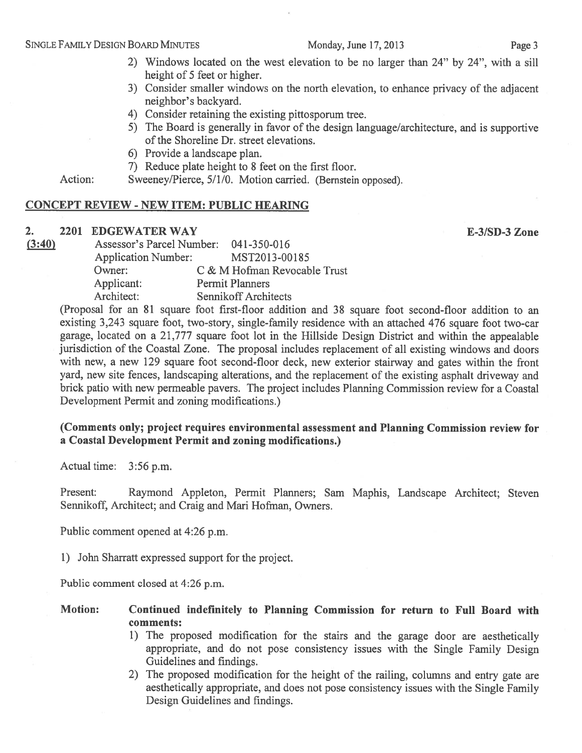2) Windows located on the west elevation to be no larger than 24" by 24", with a sill height of 5 feet or higher.
3) Consider smaller windows on the north elevation, to enhance privacy of the adjacent neighbor's backyard.
4) Consider retaining the existing pittosporum tree.
5) The Board is generally in favor of the design language/architecture, and is supportive of the Shoreline Dr. street elevations.
6) Provide a landscape plan.
7) Reduce plate height to 8 feet on the first floor.

Action: Sweeney/Pierce, 5/1/0. Motion carried. (Bernstein opposed).

## CONCEPT REVIEW - NEW ITEM: PUBLIC HEARING

**2. 2201 EDGEWATER WAY** **E-3/SD-3 Zone**

**(3:40)**

Assessor's Parcel Number: 041-350-016
Application Number: MST2013-00185
Owner: C & M Hofman Revocable Trust
Applicant: Permit Planners
Architect: Sennikoff Architects

(Proposal for an 81 square foot first-floor addition and 38 square foot second-floor addition to an existing 3,243 square foot, two-story, single-family residence with an attached 476 square foot two-car garage, located on a 21,777 square foot lot in the Hillside Design District and within the appealable jurisdiction of the Coastal Zone. The proposal includes replacement of all existing windows and doors with new, a new 129 square foot second-floor deck, new exterior stairway and gates within the front yard, new site fences, landscaping alterations, and the replacement of the existing asphalt driveway and brick patio with new permeable pavers. The project includes Planning Commission review for a Coastal Development Permit and zoning modifications.)

**(Comments only; project requires environmental assessment and Planning Commission review for a Coastal Development Permit and zoning modifications.)**

Actual time: 3:56 p.m.

Present: Raymond Appleton, Permit Planners; Sam Maphis, Landscape Architect; Steven Sennikoff, Architect; and Craig and Mari Hofman, Owners.

Public comment opened at 4:26 p.m.

1) John Sharratt expressed support for the project.

Public comment closed at 4:26 p.m.

**Motion: Continued indefinitely to Planning Commission for return to Full Board with comments:**

1) The proposed modification for the stairs and the garage door are aesthetically appropriate, and do not pose consistency issues with the Single Family Design Guidelines and findings.
2) The proposed modification for the height of the railing, columns and entry gate are aesthetically appropriate, and does not pose consistency issues with the Single Family Design Guidelines and findings.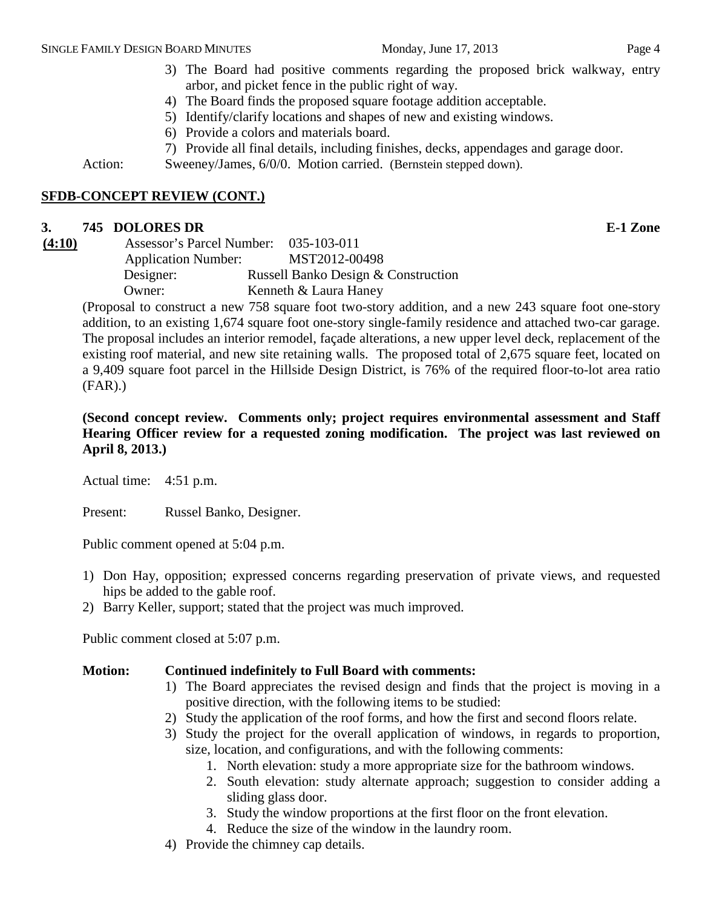3) The Board had positive comments regarding the proposed brick walkway, entry arbor, and picket fence in the public right of way.
4) The Board finds the proposed square footage addition acceptable.
5) Identify/clarify locations and shapes of new and existing windows.
6) Provide a colors and materials board.
7) Provide all final details, including finishes, decks, appendages and garage door.

Action: Sweeney/James, 6/0/0. Motion carried. (Bernstein stepped down).

## SFDB-CONCEPT REVIEW (CONT.)

### 3. 745 DOLORES DR — E-1 Zone

**(4:10)**

Assessor's Parcel Number: 035-103-011
Application Number: MST2012-00498
Designer: Russell Banko Design & Construction
Owner: Kenneth & Laura Haney

(Proposal to construct a new 758 square foot two-story addition, and a new 243 square foot one-story addition, to an existing 1,674 square foot one-story single-family residence and attached two-car garage. The proposal includes an interior remodel, façade alterations, a new upper level deck, replacement of the existing roof material, and new site retaining walls. The proposed total of 2,675 square feet, located on a 9,409 square foot parcel in the Hillside Design District, is 76% of the required floor-to-lot area ratio (FAR).)

**(Second concept review. Comments only; project requires environmental assessment and Staff Hearing Officer review for a requested zoning modification. The project was last reviewed on April 8, 2013.)**

Actual time: 4:51 p.m.

Present: Russel Banko, Designer.

Public comment opened at 5:04 p.m.

1) Don Hay, opposition; expressed concerns regarding preservation of private views, and requested hips be added to the gable roof.
2) Barry Keller, support; stated that the project was much improved.

Public comment closed at 5:07 p.m.

**Motion: Continued indefinitely to Full Board with comments:**

1) The Board appreciates the revised design and finds that the project is moving in a positive direction, with the following items to be studied:
2) Study the application of the roof forms, and how the first and second floors relate.
3) Study the project for the overall application of windows, in regards to proportion, size, location, and configurations, and with the following comments:
   1. North elevation: study a more appropriate size for the bathroom windows.
   2. South elevation: study alternate approach; suggestion to consider adding a sliding glass door.
   3. Study the window proportions at the first floor on the front elevation.
   4. Reduce the size of the window in the laundry room.
4) Provide the chimney cap details.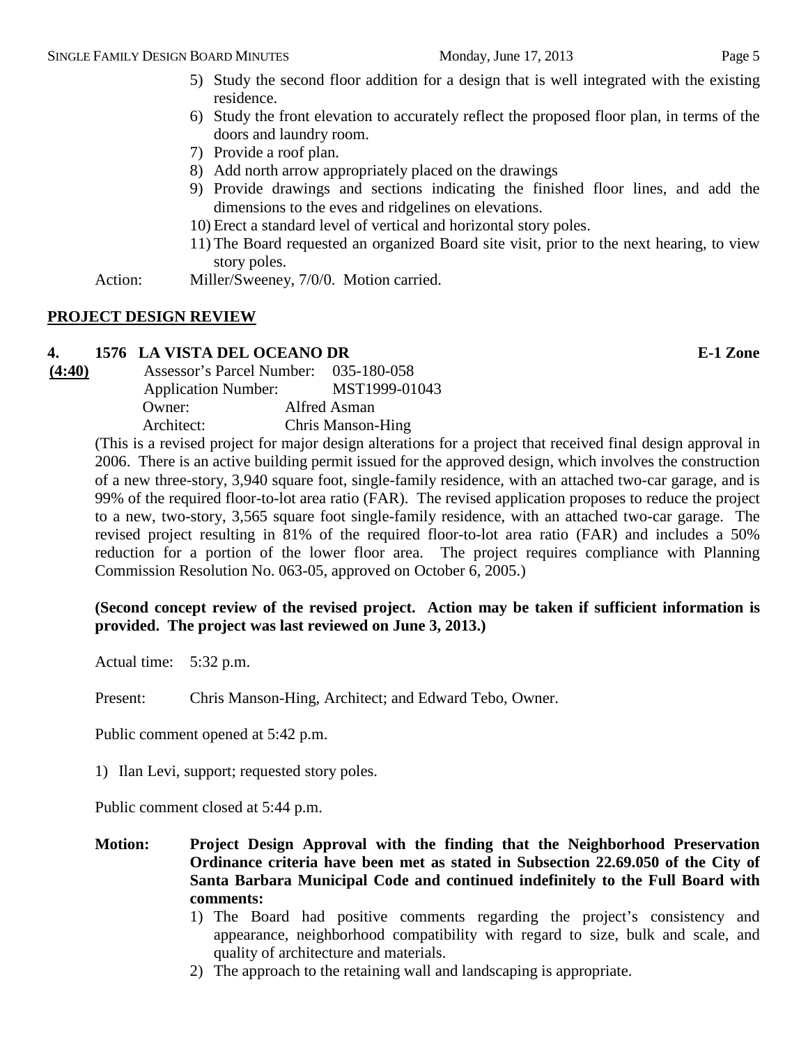5) Study the second floor addition for a design that is well integrated with the existing residence.
6) Study the front elevation to accurately reflect the proposed floor plan, in terms of the doors and laundry room.
7) Provide a roof plan.
8) Add north arrow appropriately placed on the drawings
9) Provide drawings and sections indicating the finished floor lines, and add the dimensions to the eves and ridgelines on elevations.
10) Erect a standard level of vertical and horizontal story poles.
11) The Board requested an organized Board site visit, prior to the next hearing, to view story poles.

Action: Miller/Sweeney, 7/0/0. Motion carried.

## PROJECT DESIGN REVIEW

**4. 1576 LA VISTA DEL OCEANO DR** **E-1 Zone**

**(4:40)**

Assessor's Parcel Number: 035-180-058
Application Number: MST1999-01043
Owner: Alfred Asman
Architect: Chris Manson-Hing

(This is a revised project for major design alterations for a project that received final design approval in 2006. There is an active building permit issued for the approved design, which involves the construction of a new three-story, 3,940 square foot, single-family residence, with an attached two-car garage, and is 99% of the required floor-to-lot area ratio (FAR). The revised application proposes to reduce the project to a new, two-story, 3,565 square foot single-family residence, with an attached two-car garage. The revised project resulting in 81% of the required floor-to-lot area ratio (FAR) and includes a 50% reduction for a portion of the lower floor area. The project requires compliance with Planning Commission Resolution No. 063-05, approved on October 6, 2005.)

**(Second concept review of the revised project. Action may be taken if sufficient information is provided. The project was last reviewed on June 3, 2013.)**

Actual time: 5:32 p.m.

Present: Chris Manson-Hing, Architect; and Edward Tebo, Owner.

Public comment opened at 5:42 p.m.

1) Ilan Levi, support; requested story poles.

Public comment closed at 5:44 p.m.

**Motion: Project Design Approval with the finding that the Neighborhood Preservation Ordinance criteria have been met as stated in Subsection 22.69.050 of the City of Santa Barbara Municipal Code and continued indefinitely to the Full Board with comments:**

1) The Board had positive comments regarding the project's consistency and appearance, neighborhood compatibility with regard to size, bulk and scale, and quality of architecture and materials.
2) The approach to the retaining wall and landscaping is appropriate.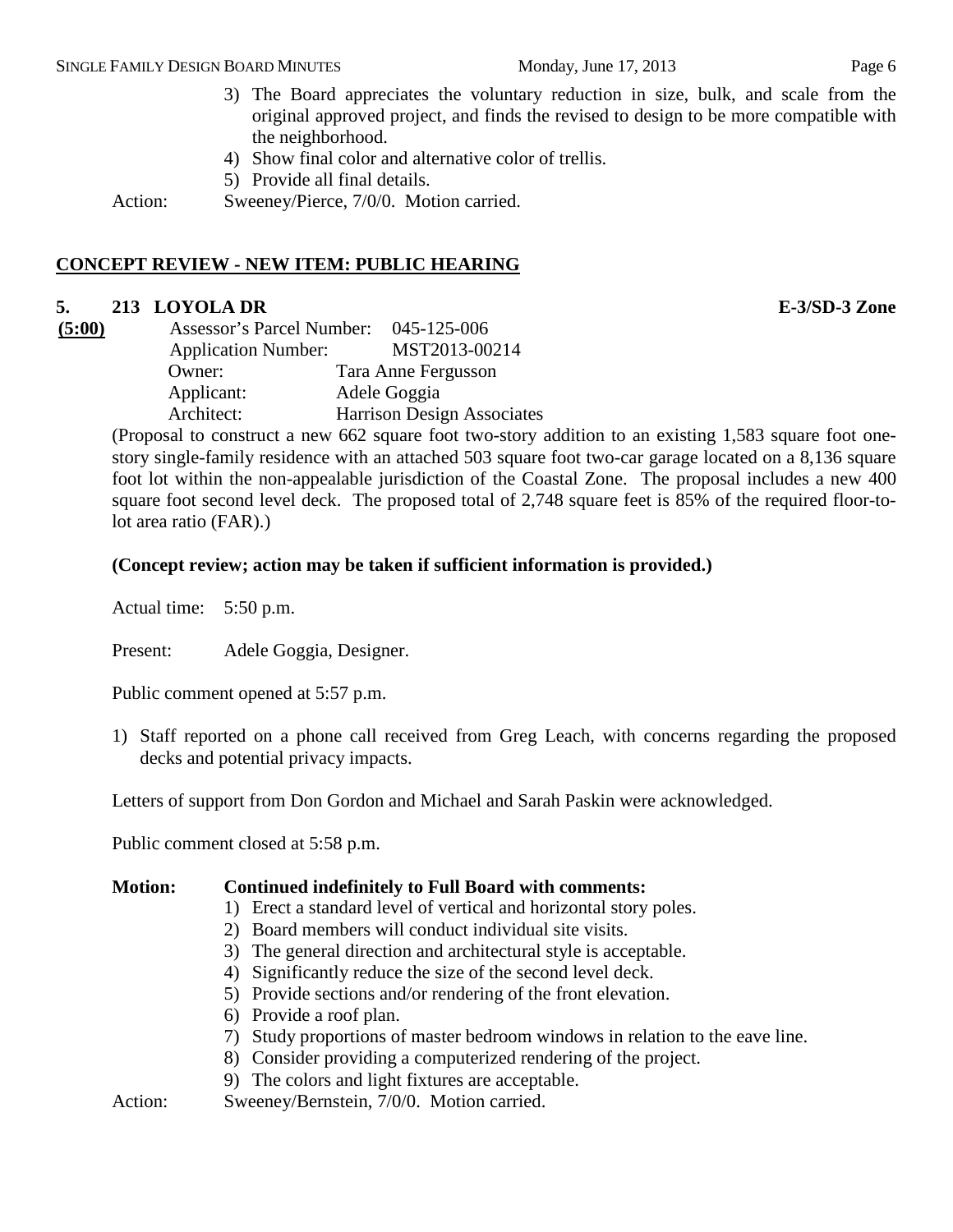3) The Board appreciates the voluntary reduction in size, bulk, and scale from the original approved project, and finds the revised to design to be more compatible with the neighborhood.
4) Show final color and alternative color of trellis.
5) Provide all final details.

Action: Sweeney/Pierce, 7/0/0. Motion carried.

## CONCEPT REVIEW - NEW ITEM: PUBLIC HEARING

**5. 213 LOYOLA DR** **E-3/SD-3 Zone**

**(5:00)**

Assessor's Parcel Number: 045-125-006
Application Number: MST2013-00214
Owner: Tara Anne Fergusson
Applicant: Adele Goggia
Architect: Harrison Design Associates

(Proposal to construct a new 662 square foot two-story addition to an existing 1,583 square foot one-story single-family residence with an attached 503 square foot two-car garage located on a 8,136 square foot lot within the non-appealable jurisdiction of the Coastal Zone. The proposal includes a new 400 square foot second level deck. The proposed total of 2,748 square feet is 85% of the required floor-to-lot area ratio (FAR).)

**(Concept review; action may be taken if sufficient information is provided.)**

Actual time: 5:50 p.m.

Present: Adele Goggia, Designer.

Public comment opened at 5:57 p.m.

1) Staff reported on a phone call received from Greg Leach, with concerns regarding the proposed decks and potential privacy impacts.

Letters of support from Don Gordon and Michael and Sarah Paskin were acknowledged.

Public comment closed at 5:58 p.m.

**Motion: Continued indefinitely to Full Board with comments:**

1) Erect a standard level of vertical and horizontal story poles.
2) Board members will conduct individual site visits.
3) The general direction and architectural style is acceptable.
4) Significantly reduce the size of the second level deck.
5) Provide sections and/or rendering of the front elevation.
6) Provide a roof plan.
7) Study proportions of master bedroom windows in relation to the eave line.
8) Consider providing a computerized rendering of the project.
9) The colors and light fixtures are acceptable.

Action: Sweeney/Bernstein, 7/0/0. Motion carried.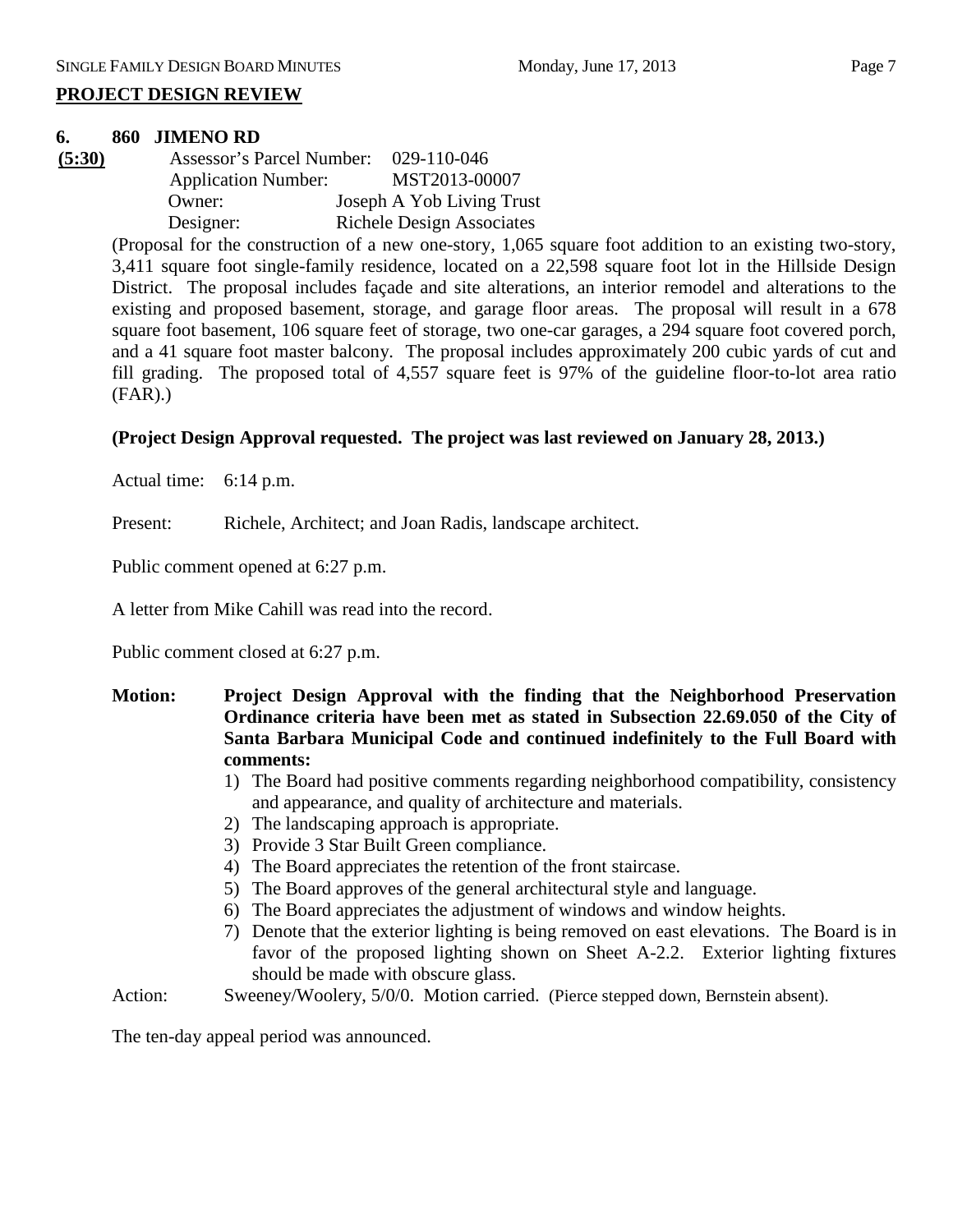## PROJECT DESIGN REVIEW

**6. 860 JIMENO RD**

**(5:30)**

Assessor's Parcel Number: 029-110-046
Application Number: MST2013-00007
Owner: Joseph A Yob Living Trust
Designer: Richele Design Associates

(Proposal for the construction of a new one-story, 1,065 square foot addition to an existing two-story, 3,411 square foot single-family residence, located on a 22,598 square foot lot in the Hillside Design District. The proposal includes façade and site alterations, an interior remodel and alterations to the existing and proposed basement, storage, and garage floor areas. The proposal will result in a 678 square foot basement, 106 square feet of storage, two one-car garages, a 294 square foot covered porch, and a 41 square foot master balcony. The proposal includes approximately 200 cubic yards of cut and fill grading. The proposed total of 4,557 square feet is 97% of the guideline floor-to-lot area ratio (FAR).)

**(Project Design Approval requested. The project was last reviewed on January 28, 2013.)**

Actual time: 6:14 p.m.

Present: Richele, Architect; and Joan Radis, landscape architect.

Public comment opened at 6:27 p.m.

A letter from Mike Cahill was read into the record.

Public comment closed at 6:27 p.m.

**Motion: Project Design Approval with the finding that the Neighborhood Preservation Ordinance criteria have been met as stated in Subsection 22.69.050 of the City of Santa Barbara Municipal Code and continued indefinitely to the Full Board with comments:**

1) The Board had positive comments regarding neighborhood compatibility, consistency and appearance, and quality of architecture and materials.
2) The landscaping approach is appropriate.
3) Provide 3 Star Built Green compliance.
4) The Board appreciates the retention of the front staircase.
5) The Board approves of the general architectural style and language.
6) The Board appreciates the adjustment of windows and window heights.
7) Denote that the exterior lighting is being removed on east elevations. The Board is in favor of the proposed lighting shown on Sheet A-2.2. Exterior lighting fixtures should be made with obscure glass.

Action: Sweeney/Woolery, 5/0/0. Motion carried. (Pierce stepped down, Bernstein absent).

The ten-day appeal period was announced.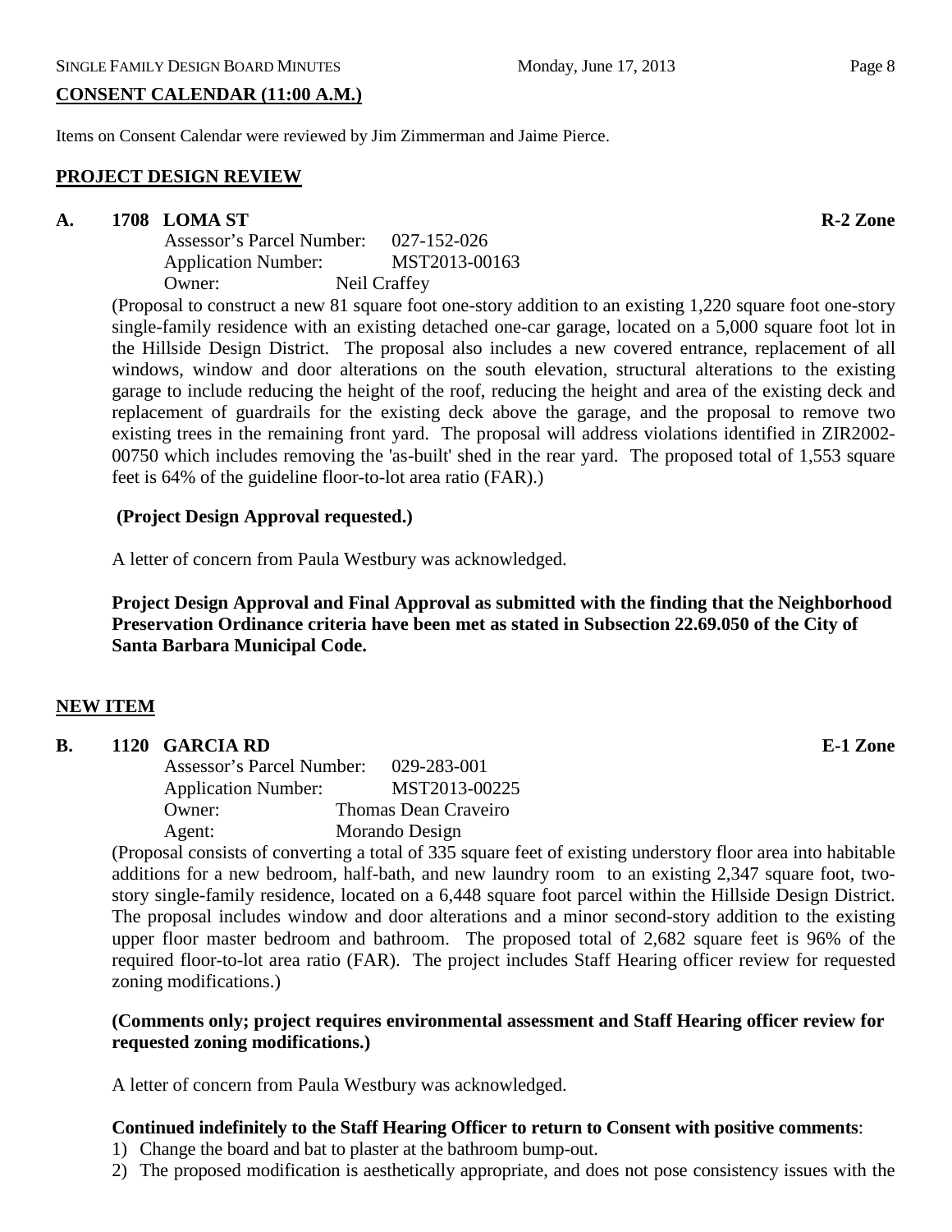## CONSENT CALENDAR (11:00 A.M.)

Items on Consent Calendar were reviewed by Jim Zimmerman and Jaime Pierce.

## PROJECT DESIGN REVIEW

### A. 1708 LOMA ST — R-2 Zone

Assessor's Parcel Number: 027-152-026
Application Number: MST2013-00163
Owner: Neil Craffey

(Proposal to construct a new 81 square foot one-story addition to an existing 1,220 square foot one-story single-family residence with an existing detached one-car garage, located on a 5,000 square foot lot in the Hillside Design District. The proposal also includes a new covered entrance, replacement of all windows, window and door alterations on the south elevation, structural alterations to the existing garage to include reducing the height of the roof, reducing the height and area of the existing deck and replacement of guardrails for the existing deck above the garage, and the proposal to remove two existing trees in the remaining front yard. The proposal will address violations identified in ZIR2002-00750 which includes removing the 'as-built' shed in the rear yard. The proposed total of 1,553 square feet is 64% of the guideline floor-to-lot area ratio (FAR).)

**(Project Design Approval requested.)**

A letter of concern from Paula Westbury was acknowledged.

**Project Design Approval and Final Approval as submitted with the finding that the Neighborhood Preservation Ordinance criteria have been met as stated in Subsection 22.69.050 of the City of Santa Barbara Municipal Code.**

## NEW ITEM

### B. 1120 GARCIA RD — E-1 Zone

Assessor's Parcel Number: 029-283-001
Application Number: MST2013-00225
Owner: Thomas Dean Craveiro
Agent: Morando Design

(Proposal consists of converting a total of 335 square feet of existing understory floor area into habitable additions for a new bedroom, half-bath, and new laundry room to an existing 2,347 square foot, two-story single-family residence, located on a 6,448 square foot parcel within the Hillside Design District. The proposal includes window and door alterations and a minor second-story addition to the existing upper floor master bedroom and bathroom. The proposed total of 2,682 square feet is 96% of the required floor-to-lot area ratio (FAR). The project includes Staff Hearing officer review for requested zoning modifications.)

**(Comments only; project requires environmental assessment and Staff Hearing officer review for requested zoning modifications.)**

A letter of concern from Paula Westbury was acknowledged.

**Continued indefinitely to the Staff Hearing Officer to return to Consent with positive comments**:

1) Change the board and bat to plaster at the bathroom bump-out.
2) The proposed modification is aesthetically appropriate, and does not pose consistency issues with the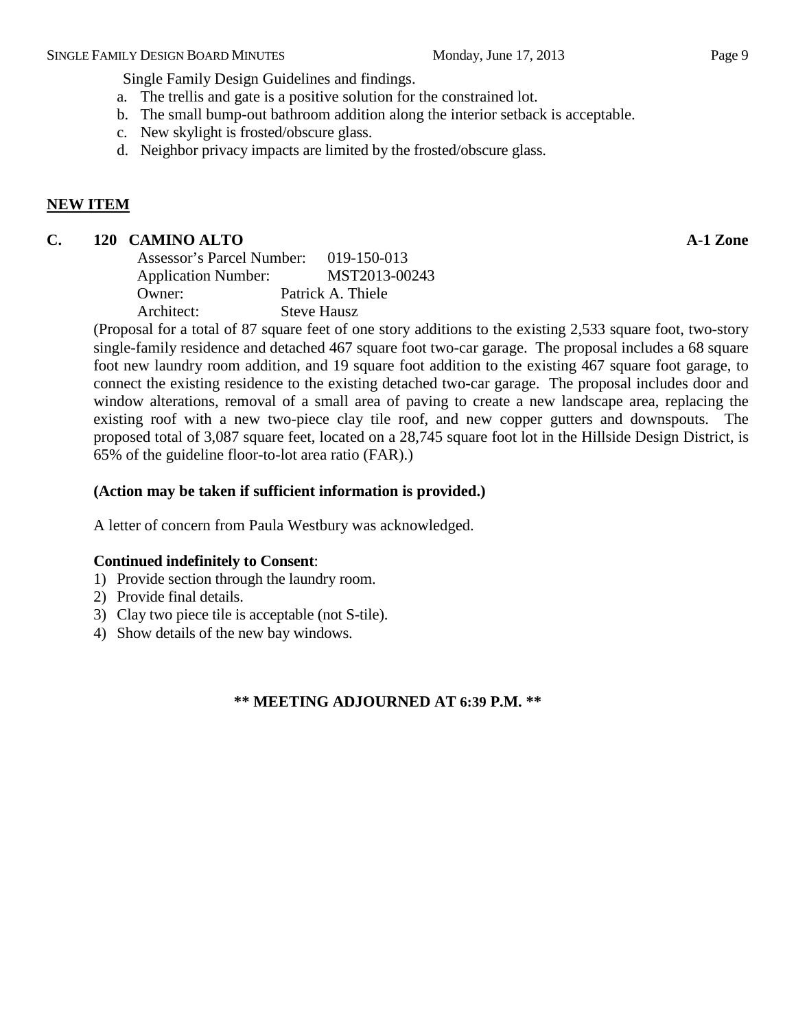Single Family Design Guidelines and findings.

a. The trellis and gate is a positive solution for the constrained lot.
b. The small bump-out bathroom addition along the interior setback is acceptable.
c. New skylight is frosted/obscure glass.
d. Neighbor privacy impacts are limited by the frosted/obscure glass.

## NEW ITEM

### C. 120 CAMINO ALTO — A-1 Zone

Assessor's Parcel Number: 019-150-013
Application Number: MST2013-00243
Owner: Patrick A. Thiele
Architect: Steve Hausz

(Proposal for a total of 87 square feet of one story additions to the existing 2,533 square foot, two-story single-family residence and detached 467 square foot two-car garage. The proposal includes a 68 square foot new laundry room addition, and 19 square foot addition to the existing 467 square foot garage, to connect the existing residence to the existing detached two-car garage. The proposal includes door and window alterations, removal of a small area of paving to create a new landscape area, replacing the existing roof with a new two-piece clay tile roof, and new copper gutters and downspouts. The proposed total of 3,087 square feet, located on a 28,745 square foot lot in the Hillside Design District, is 65% of the guideline floor-to-lot area ratio (FAR).)

**(Action may be taken if sufficient information is provided.)**

A letter of concern from Paula Westbury was acknowledged.

**Continued indefinitely to Consent**:

1) Provide section through the laundry room.
2) Provide final details.
3) Clay two piece tile is acceptable (not S-tile).
4) Show details of the new bay windows.

**\*\* MEETING ADJOURNED AT 6:39 P.M. \*\***